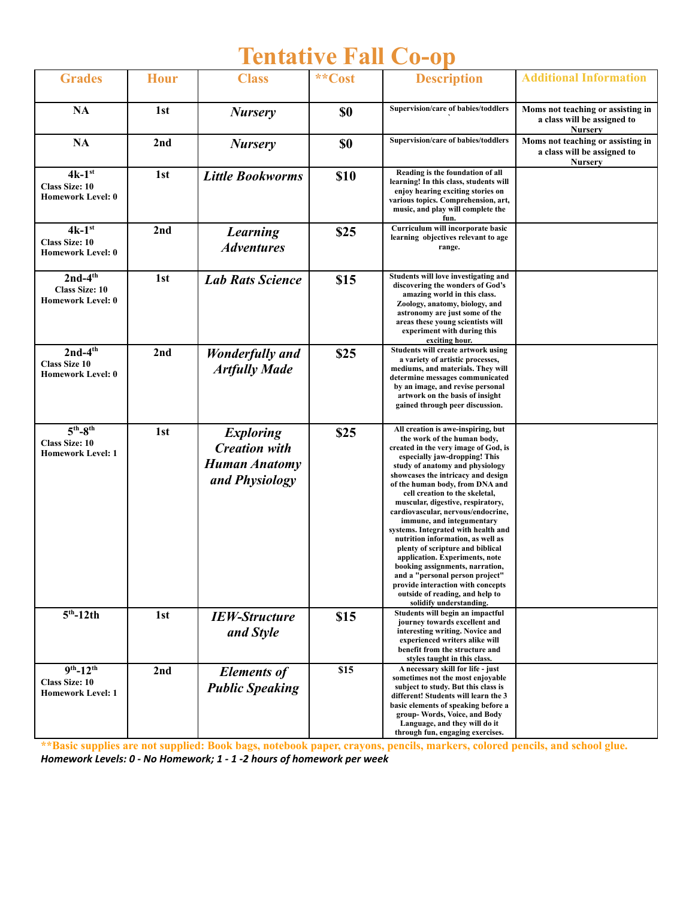# Tentative Fall Co-op

| Grades | Hour | Class | **Cost | Description | Additional Information |
|---|---|---|---|---|---|
| **NA** | **1st** | ***Nursery*** | **$0** | Supervision/care of babies/toddlers | Moms not teaching or assisting in a class will be assigned to Nursery |
| **NA** | **2nd** | ***Nursery*** | **$0** | Supervision/care of babies/toddlers | Moms not teaching or assisting in a class will be assigned to Nursery |
| **4k-1st** Class Size: 10 Homework Level: 0 | **1st** | ***Little Bookworms*** | **$10** | Reading is the foundation of all learning! In this class, students will enjoy hearing exciting stories on various topics. Comprehension, art, music, and play will complete the fun. | |
| **4k-1st** Class Size: 10 Homework Level: 0 | **2nd** | ***Learning Adventures*** | **$25** | Curriculum will incorporate basic learning objectives relevant to age range. | |
| **2nd-4th** Class Size: 10 Homework Level: 0 | **1st** | ***Lab Rats Science*** | **$15** | Students will love investigating and discovering the wonders of God's amazing world in this class. Zoology, anatomy, biology, and astronomy are just some of the areas these young scientists will experiment with during this exciting hour. | |
| **2nd-4th** Class Size 10 Homework Level: 0 | **2nd** | ***Wonderfully and Artfully Made*** | **$25** | Students will create artwork using a variety of artistic processes, mediums, and materials. They will determine messages communicated by an image, and revise personal artwork on the basis of insight gained through peer discussion. | |
| **5th-8th** Class Size: 10 Homework Level: 1 | **1st** | ***Exploring Creation with Human Anatomy and Physiology*** | **$25** | All creation is awe-inspiring, but the work of the human body, created in the very image of God, is especially jaw-dropping! This study of anatomy and physiology showcases the intricacy and design of the human body, from DNA and cell creation to the skeletal, muscular, digestive, respiratory, cardiovascular, nervous/endocrine, immune, and integumentary systems. Integrated with health and nutrition information, as well as plenty of scripture and biblical application. Experiments, note booking assignments, narration, and a "personal person project" provide interaction with concepts outside of reading, and help to solidify understanding. | |
| **5th-12th** | **1st** | ***IEW-Structure and Style*** | **$15** | Students will begin an impactful journey towards excellent and interesting writing. Novice and experienced writers alike will benefit from the structure and styles taught in this class. | |
| **9th-12th** Class Size: 10 Homework Level: 1 | **2nd** | ***Elements of Public Speaking*** | **$15** | A necessary skill for life - just sometimes not the most enjoyable subject to study. But this class is different! Students will learn the 3 basic elements of speaking before a group- Words, Voice, and Body Language, and they will do it through fun, engaging exercises. | |

****Basic supplies are not supplied: Book bags, notebook paper, crayons, pencils, markers, colored pencils, and school glue.**

*Homework Levels: 0 - No Homework; 1 - 1 -2 hours of homework per week*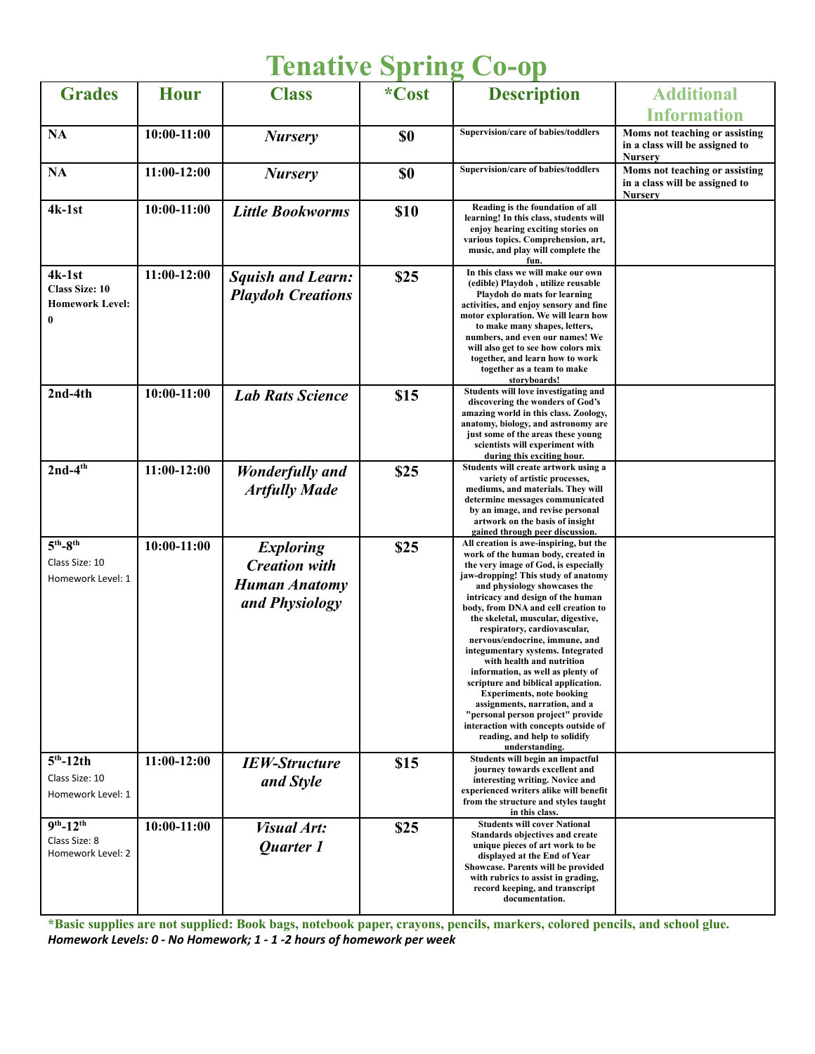# Tenative Spring Co-op

| Grades | Hour | Class | *Cost | Description | Additional Information |
|---|---|---|---|---|---|
| NA | 10:00-11:00 | *Nursery* | $0 | Supervision/care of babies/toddlers | Moms not teaching or assisting in a class will be assigned to Nursery |
| NA | 11:00-12:00 | *Nursery* | $0 | Supervision/care of babies/toddlers | Moms not teaching or assisting in a class will be assigned to Nursery |
| 4k-1st | 10:00-11:00 | *Little Bookworms* | $10 | Reading is the foundation of all learning! In this class, students will enjoy hearing exciting stories on various topics. Comprehension, art, music, and play will complete the fun. | |
| 4k-1st<br>Class Size: 10<br>Homework Level: 0 | 11:00-12:00 | *Squish and Learn: Playdoh Creations* | $25 | In this class we will make our own (edible) Playdoh , utilize reusable Playdoh do mats for learning activities, and enjoy sensory and fine motor exploration. We will learn how to make many shapes, letters, numbers, and even our names! We will also get to see how colors mix together, and learn how to work together as a team to make storyboards! | |
| 2nd-4th | 10:00-11:00 | *Lab Rats Science* | $15 | Students will love investigating and discovering the wonders of God's amazing world in this class. Zoology, anatomy, biology, and astronomy are just some of the areas these young scientists will experiment with during this exciting hour. | |
| 2nd-4th | 11:00-12:00 | *Wonderfully and Artfully Made* | $25 | Students will create artwork using a variety of artistic processes, mediums, and materials. They will determine messages communicated by an image, and revise personal artwork on the basis of insight gained through peer discussion. | |
| 5th-8th<br>Class Size: 10<br>Homework Level: 1 | 10:00-11:00 | *Exploring Creation with Human Anatomy and Physiology* | $25 | All creation is awe-inspiring, but the work of the human body, created in the very image of God, is especially jaw-dropping! This study of anatomy and physiology showcases the intricacy and design of the human body, from DNA and cell creation to the skeletal, muscular, digestive, respiratory, cardiovascular, nervous/endocrine, immune, and integumentary systems. Integrated with health and nutrition information, as well as plenty of scripture and biblical application. Experiments, note booking assignments, narration, and a "personal person project" provide interaction with concepts outside of reading, and help to solidify understanding. | |
| 5th-12th<br>Class Size: 10<br>Homework Level: 1 | 11:00-12:00 | *IEW-Structure and Style* | $15 | Students will begin an impactful journey towards excellent and interesting writing. Novice and experienced writers alike will benefit from the structure and styles taught in this class. | |
| 9th-12th<br>Class Size: 8<br>Homework Level: 2 | 10:00-11:00 | *Visual Art: Quarter 1* | $25 | Students will cover National Standards objectives and create unique pieces of art work to be displayed at the End of Year Showcase. Parents will be provided with rubrics to assist in grading, record keeping, and transcript documentation. | |

**\*Basic supplies are not supplied: Book bags, notebook paper, crayons, pencils, markers, colored pencils, and school glue.**

***Homework Levels: 0 - No Homework; 1 - 1 -2 hours of homework per week***